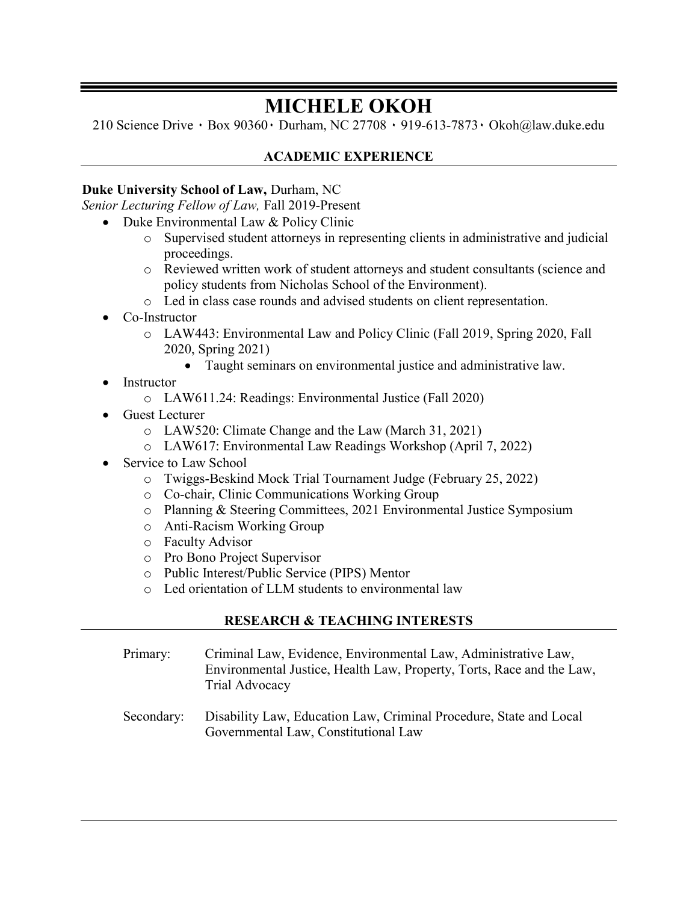# MICHELE OKOH

210 Science Drive · Box 90360 · Durham, NC 27708 · 919-613-7873 · Okoh@law.duke.edu

## ACADEMIC EXPERIENCE

**Duke University School of Law,** Durham, NC
*Senior Lecturing Fellow of Law,* Fall 2019-Present

- Duke Environmental Law & Policy Clinic
  - Supervised student attorneys in representing clients in administrative and judicial proceedings.
  - Reviewed written work of student attorneys and student consultants (science and policy students from Nicholas School of the Environment).
  - Led in class case rounds and advised students on client representation.
- Co-Instructor
  - LAW443: Environmental Law and Policy Clinic (Fall 2019, Spring 2020, Fall 2020, Spring 2021)
    - Taught seminars on environmental justice and administrative law.
- Instructor
  - LAW611.24: Readings: Environmental Justice (Fall 2020)
- Guest Lecturer
  - LAW520: Climate Change and the Law (March 31, 2021)
  - LAW617: Environmental Law Readings Workshop (April 7, 2022)
- Service to Law School
  - Twiggs-Beskind Mock Trial Tournament Judge (February 25, 2022)
  - Co-chair, Clinic Communications Working Group
  - Planning & Steering Committees, 2021 Environmental Justice Symposium
  - Anti-Racism Working Group
  - Faculty Advisor
  - Pro Bono Project Supervisor
  - Public Interest/Public Service (PIPS) Mentor
  - Led orientation of LLM students to environmental law

## RESEARCH & TEACHING INTERESTS

Primary: Criminal Law, Evidence, Environmental Law, Administrative Law, Environmental Justice, Health Law, Property, Torts, Race and the Law, Trial Advocacy

Secondary: Disability Law, Education Law, Criminal Procedure, State and Local Governmental Law, Constitutional Law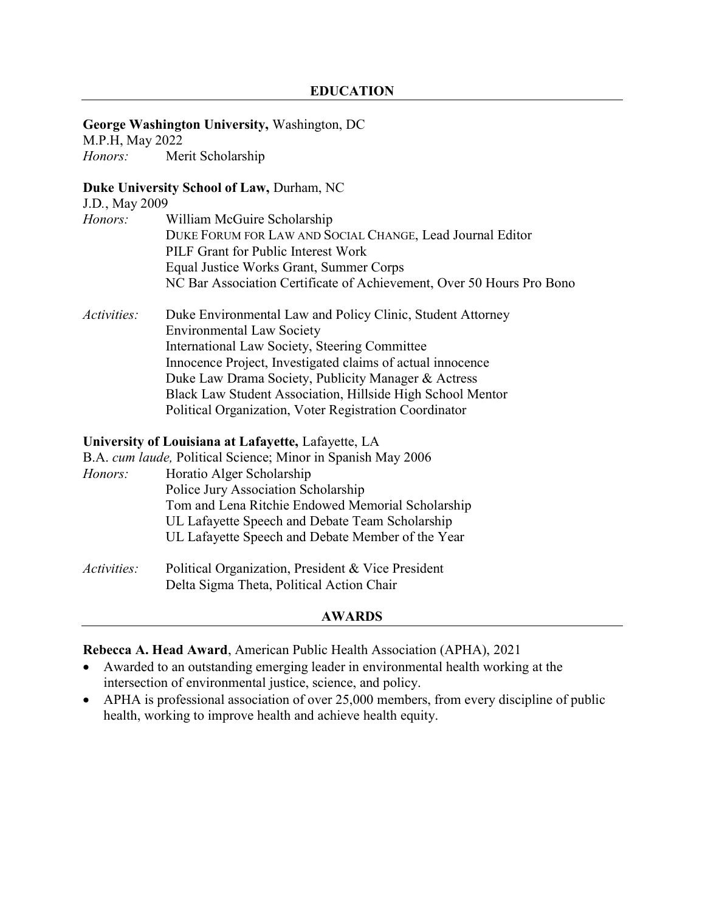## EDUCATION

**George Washington University,** Washington, DC
M.P.H, May 2022
*Honors:* Merit Scholarship

**Duke University School of Law,** Durham, NC
J.D., May 2009
*Honors:*
- William McGuire Scholarship
- DUKE FORUM FOR LAW AND SOCIAL CHANGE, Lead Journal Editor
- PILF Grant for Public Interest Work
- Equal Justice Works Grant, Summer Corps
- NC Bar Association Certificate of Achievement, Over 50 Hours Pro Bono

*Activities:*
- Duke Environmental Law and Policy Clinic, Student Attorney
- Environmental Law Society
- International Law Society, Steering Committee
- Innocence Project, Investigated claims of actual innocence
- Duke Law Drama Society, Publicity Manager & Actress
- Black Law Student Association, Hillside High School Mentor
- Political Organization, Voter Registration Coordinator

**University of Louisiana at Lafayette,** Lafayette, LA
B.A. *cum laude,* Political Science; Minor in Spanish May 2006
*Honors:*
- Horatio Alger Scholarship
- Police Jury Association Scholarship
- Tom and Lena Ritchie Endowed Memorial Scholarship
- UL Lafayette Speech and Debate Team Scholarship
- UL Lafayette Speech and Debate Member of the Year

*Activities:*
- Political Organization, President & Vice President
- Delta Sigma Theta, Political Action Chair

## AWARDS

**Rebecca A. Head Award**, American Public Health Association (APHA), 2021
- Awarded to an outstanding emerging leader in environmental health working at the intersection of environmental justice, science, and policy.
- APHA is professional association of over 25,000 members, from every discipline of public health, working to improve health and achieve health equity.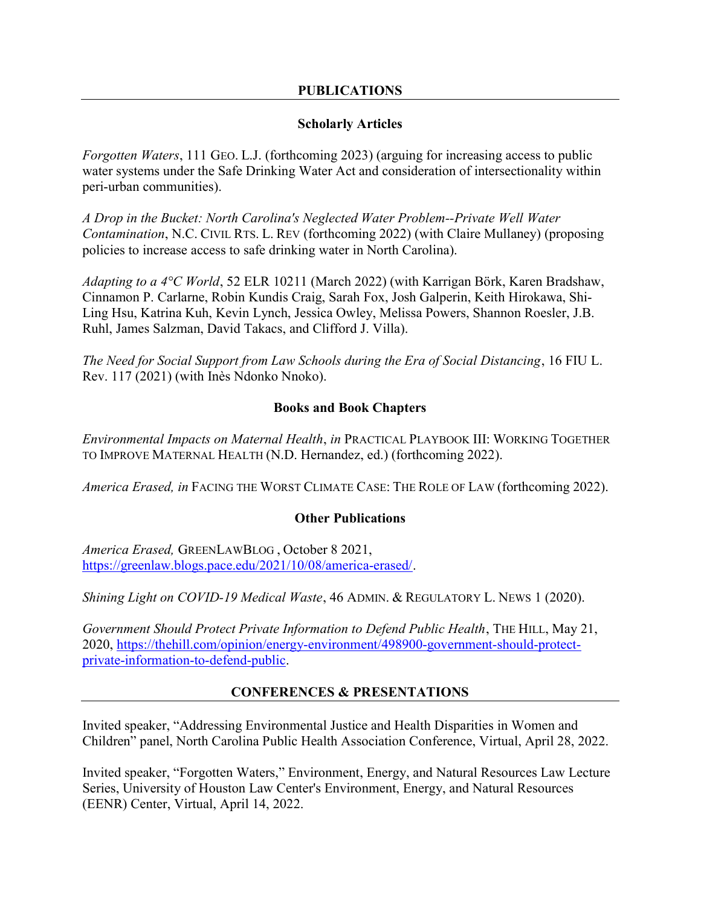## PUBLICATIONS

### Scholarly Articles

*Forgotten Waters*, 111 GEO. L.J. (forthcoming 2023) (arguing for increasing access to public water systems under the Safe Drinking Water Act and consideration of intersectionality within peri-urban communities).

*A Drop in the Bucket: North Carolina's Neglected Water Problem--Private Well Water Contamination*, N.C. CIVIL RTS. L. REV (forthcoming 2022) (with Claire Mullaney) (proposing policies to increase access to safe drinking water in North Carolina).

*Adapting to a 4°C World*, 52 ELR 10211 (March 2022) (with Karrigan Börk, Karen Bradshaw, Cinnamon P. Carlarne, Robin Kundis Craig, Sarah Fox, Josh Galperin, Keith Hirokawa, Shi-Ling Hsu, Katrina Kuh, Kevin Lynch, Jessica Owley, Melissa Powers, Shannon Roesler, J.B. Ruhl, James Salzman, David Takacs, and Clifford J. Villa).

*The Need for Social Support from Law Schools during the Era of Social Distancing*, 16 FIU L. Rev. 117 (2021) (with Inès Ndonko Nnoko).

### Books and Book Chapters

*Environmental Impacts on Maternal Health*, *in* PRACTICAL PLAYBOOK III: WORKING TOGETHER TO IMPROVE MATERNAL HEALTH (N.D. Hernandez, ed.) (forthcoming 2022).

*America Erased, in* FACING THE WORST CLIMATE CASE: THE ROLE OF LAW (forthcoming 2022).

### Other Publications

*America Erased,* GREENLAWBLOG , October 8 2021, https://greenlaw.blogs.pace.edu/2021/10/08/america-erased/.

*Shining Light on COVID-19 Medical Waste*, 46 ADMIN. & REGULATORY L. NEWS 1 (2020).

*Government Should Protect Private Information to Defend Public Health*, THE HILL, May 21, 2020, https://thehill.com/opinion/energy-environment/498900-government-should-protect-private-information-to-defend-public.

## CONFERENCES & PRESENTATIONS

Invited speaker, "Addressing Environmental Justice and Health Disparities in Women and Children" panel, North Carolina Public Health Association Conference, Virtual, April 28, 2022.

Invited speaker, "Forgotten Waters," Environment, Energy, and Natural Resources Law Lecture Series, University of Houston Law Center's Environment, Energy, and Natural Resources (EENR) Center, Virtual, April 14, 2022.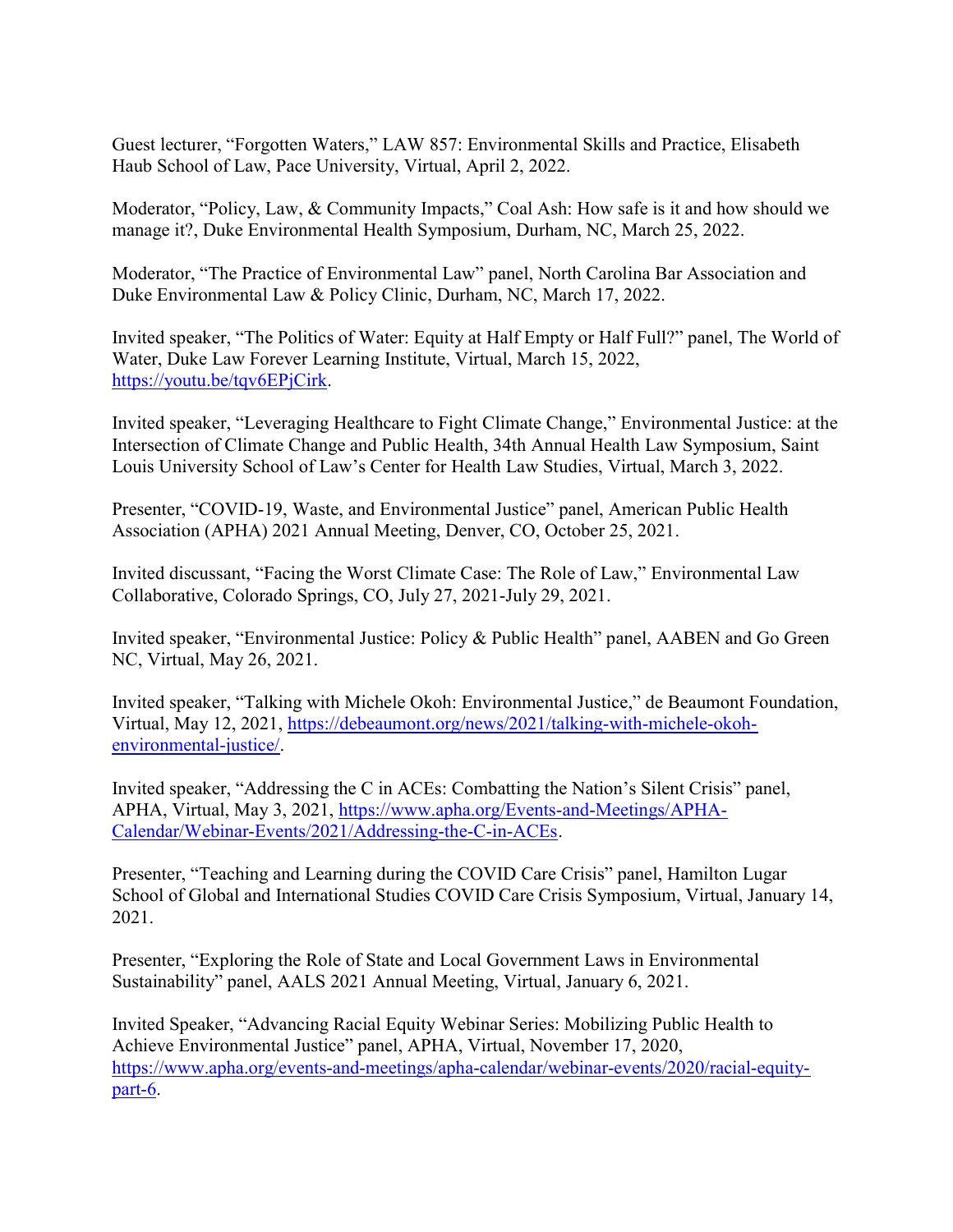Guest lecturer, “Forgotten Waters,” LAW 857: Environmental Skills and Practice, Elisabeth Haub School of Law, Pace University, Virtual, April 2, 2022.

Moderator, “Policy, Law, & Community Impacts,” Coal Ash: How safe is it and how should we manage it?, Duke Environmental Health Symposium, Durham, NC, March 25, 2022.

Moderator, “The Practice of Environmental Law” panel, North Carolina Bar Association and Duke Environmental Law & Policy Clinic, Durham, NC, March 17, 2022.

Invited speaker, “The Politics of Water: Equity at Half Empty or Half Full?” panel, The World of Water, Duke Law Forever Learning Institute, Virtual, March 15, 2022, [https://youtu.be/tqv6EPjCirk](https://youtu.be/tqv6EPjCirk).

Invited speaker, “Leveraging Healthcare to Fight Climate Change,” Environmental Justice: at the Intersection of Climate Change and Public Health, 34th Annual Health Law Symposium, Saint Louis University School of Law’s Center for Health Law Studies, Virtual, March 3, 2022.

Presenter, “COVID-19, Waste, and Environmental Justice” panel, American Public Health Association (APHA) 2021 Annual Meeting, Denver, CO, October 25, 2021.

Invited discussant, “Facing the Worst Climate Case: The Role of Law,” Environmental Law Collaborative, Colorado Springs, CO, July 27, 2021-July 29, 2021.

Invited speaker, “Environmental Justice: Policy & Public Health” panel, AABEN and Go Green NC, Virtual, May 26, 2021.

Invited speaker, “Talking with Michele Okoh: Environmental Justice,” de Beaumont Foundation, Virtual, May 12, 2021, [https://debeaumont.org/news/2021/talking-with-michele-okoh-environmental-justice/](https://debeaumont.org/news/2021/talking-with-michele-okoh-environmental-justice/).

Invited speaker, “Addressing the C in ACEs: Combatting the Nation’s Silent Crisis” panel, APHA, Virtual, May 3, 2021, [https://www.apha.org/Events-and-Meetings/APHA-Calendar/Webinar-Events/2021/Addressing-the-C-in-ACEs](https://www.apha.org/Events-and-Meetings/APHA-Calendar/Webinar-Events/2021/Addressing-the-C-in-ACEs).

Presenter, “Teaching and Learning during the COVID Care Crisis” panel, Hamilton Lugar School of Global and International Studies COVID Care Crisis Symposium, Virtual, January 14, 2021.

Presenter, “Exploring the Role of State and Local Government Laws in Environmental Sustainability” panel, AALS 2021 Annual Meeting, Virtual, January 6, 2021.

Invited Speaker, “Advancing Racial Equity Webinar Series: Mobilizing Public Health to Achieve Environmental Justice” panel, APHA, Virtual, November 17, 2020, [https://www.apha.org/events-and-meetings/apha-calendar/webinar-events/2020/racial-equity-part-6](https://www.apha.org/events-and-meetings/apha-calendar/webinar-events/2020/racial-equity-part-6).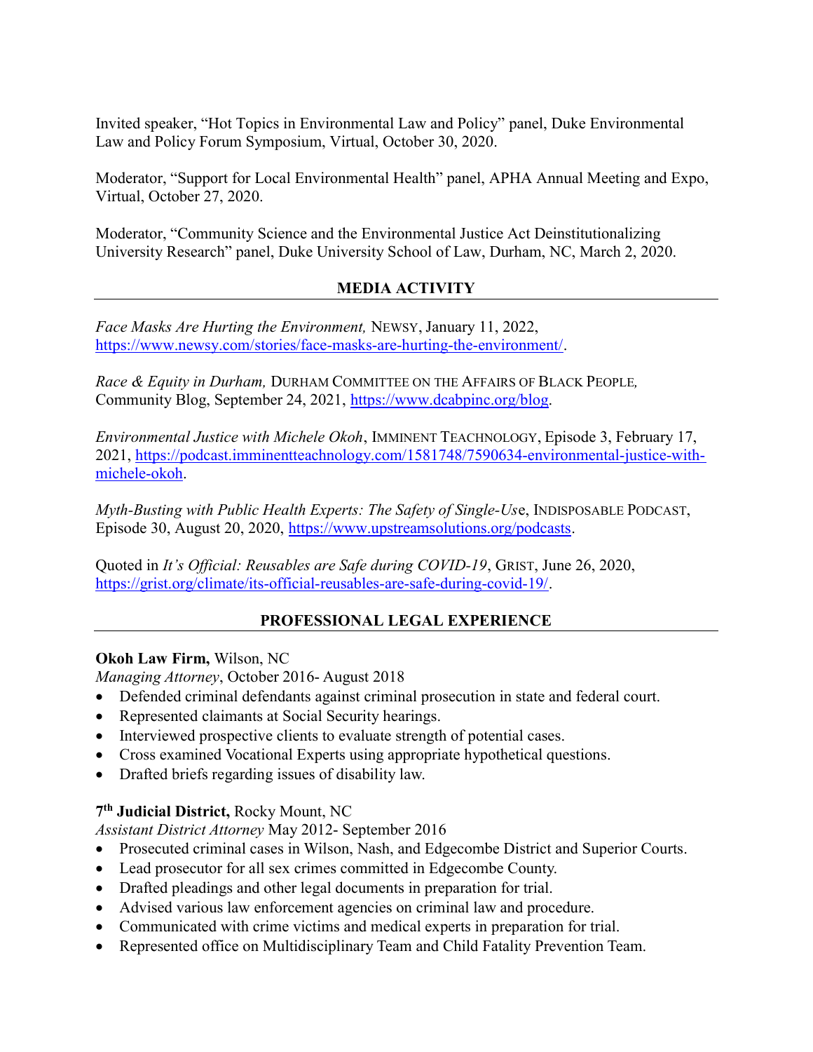Invited speaker, "Hot Topics in Environmental Law and Policy" panel, Duke Environmental Law and Policy Forum Symposium, Virtual, October 30, 2020.

Moderator, "Support for Local Environmental Health" panel, APHA Annual Meeting and Expo, Virtual, October 27, 2020.

Moderator, "Community Science and the Environmental Justice Act Deinstitutionalizing University Research" panel, Duke University School of Law, Durham, NC, March 2, 2020.

## MEDIA ACTIVITY

*Face Masks Are Hurting the Environment,* NEWSY, January 11, 2022, https://www.newsy.com/stories/face-masks-are-hurting-the-environment/.

*Race & Equity in Durham,* DURHAM COMMITTEE ON THE AFFAIRS OF BLACK PEOPLE, Community Blog, September 24, 2021, https://www.dcabpinc.org/blog.

*Environmental Justice with Michele Okoh*, IMMINENT TEACHNOLOGY, Episode 3, February 17, 2021, https://podcast.imminentteachnology.com/1581748/7590634-environmental-justice-with-michele-okoh.

*Myth-Busting with Public Health Experts: The Safety of Single-Us*e, INDISPOSABLE PODCAST, Episode 30, August 20, 2020, https://www.upstreamsolutions.org/podcasts.

Quoted in *It's Official: Reusables are Safe during COVID-19*, GRIST, June 26, 2020, https://grist.org/climate/its-official-reusables-are-safe-during-covid-19/.

## PROFESSIONAL LEGAL EXPERIENCE

**Okoh Law Firm,** Wilson, NC
*Managing Attorney*, October 2016- August 2018

- Defended criminal defendants against criminal prosecution in state and federal court.
- Represented claimants at Social Security hearings.
- Interviewed prospective clients to evaluate strength of potential cases.
- Cross examined Vocational Experts using appropriate hypothetical questions.
- Drafted briefs regarding issues of disability law.

**7th Judicial District,** Rocky Mount, NC
*Assistant District Attorney* May 2012- September 2016

- Prosecuted criminal cases in Wilson, Nash, and Edgecombe District and Superior Courts.
- Lead prosecutor for all sex crimes committed in Edgecombe County.
- Drafted pleadings and other legal documents in preparation for trial.
- Advised various law enforcement agencies on criminal law and procedure.
- Communicated with crime victims and medical experts in preparation for trial.
- Represented office on Multidisciplinary Team and Child Fatality Prevention Team.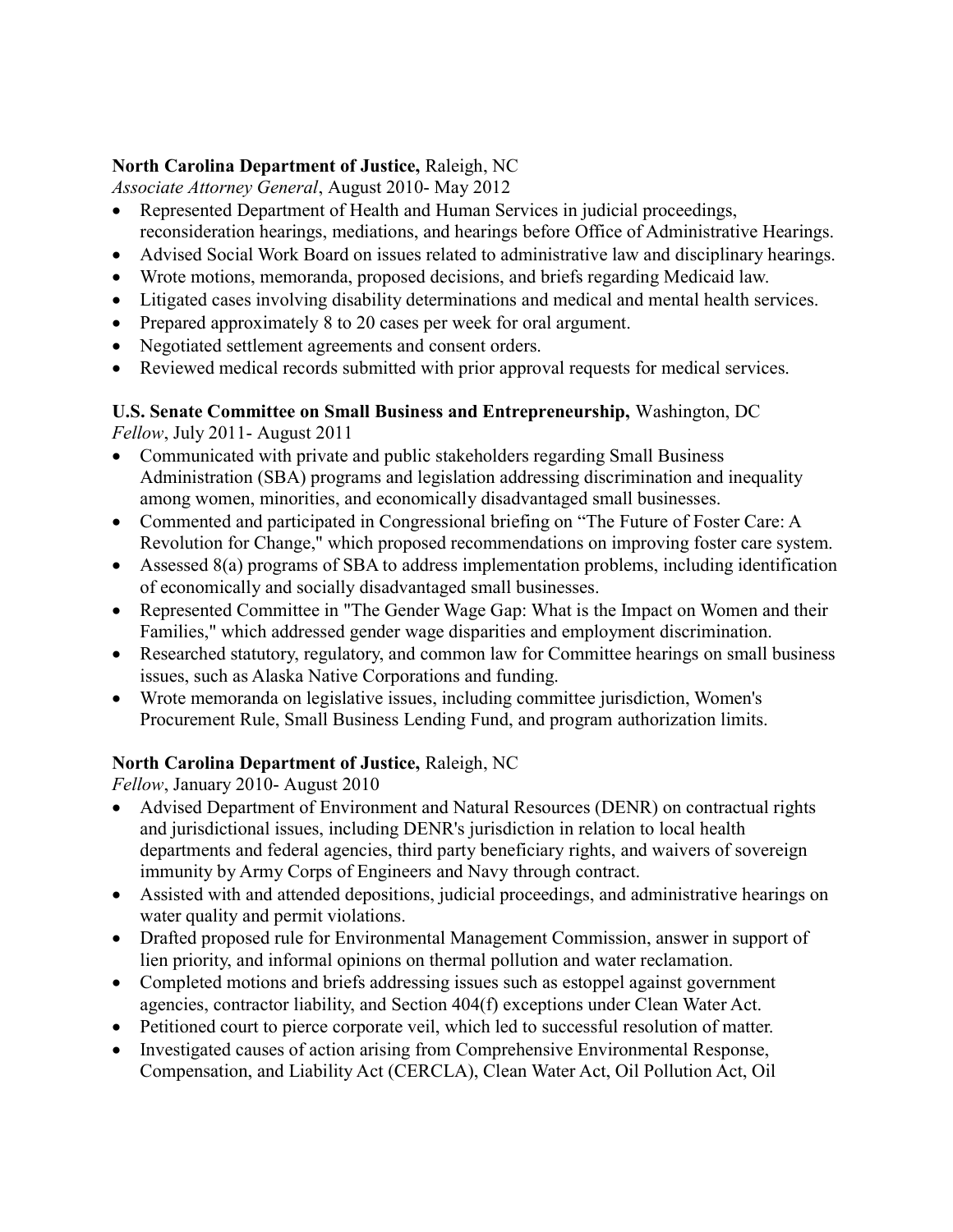**North Carolina Department of Justice,** Raleigh, NC

*Associate Attorney General*, August 2010- May 2012

- Represented Department of Health and Human Services in judicial proceedings, reconsideration hearings, mediations, and hearings before Office of Administrative Hearings.
- Advised Social Work Board on issues related to administrative law and disciplinary hearings.
- Wrote motions, memoranda, proposed decisions, and briefs regarding Medicaid law.
- Litigated cases involving disability determinations and medical and mental health services.
- Prepared approximately 8 to 20 cases per week for oral argument.
- Negotiated settlement agreements and consent orders.
- Reviewed medical records submitted with prior approval requests for medical services.

**U.S. Senate Committee on Small Business and Entrepreneurship,** Washington, DC

*Fellow*, July 2011- August 2011

- Communicated with private and public stakeholders regarding Small Business Administration (SBA) programs and legislation addressing discrimination and inequality among women, minorities, and economically disadvantaged small businesses.
- Commented and participated in Congressional briefing on "The Future of Foster Care: A Revolution for Change," which proposed recommendations on improving foster care system.
- Assessed 8(a) programs of SBA to address implementation problems, including identification of economically and socially disadvantaged small businesses.
- Represented Committee in "The Gender Wage Gap: What is the Impact on Women and their Families," which addressed gender wage disparities and employment discrimination.
- Researched statutory, regulatory, and common law for Committee hearings on small business issues, such as Alaska Native Corporations and funding.
- Wrote memoranda on legislative issues, including committee jurisdiction, Women's Procurement Rule, Small Business Lending Fund, and program authorization limits.

**North Carolina Department of Justice,** Raleigh, NC

*Fellow*, January 2010- August 2010

- Advised Department of Environment and Natural Resources (DENR) on contractual rights and jurisdictional issues, including DENR's jurisdiction in relation to local health departments and federal agencies, third party beneficiary rights, and waivers of sovereign immunity by Army Corps of Engineers and Navy through contract.
- Assisted with and attended depositions, judicial proceedings, and administrative hearings on water quality and permit violations.
- Drafted proposed rule for Environmental Management Commission, answer in support of lien priority, and informal opinions on thermal pollution and water reclamation.
- Completed motions and briefs addressing issues such as estoppel against government agencies, contractor liability, and Section 404(f) exceptions under Clean Water Act.
- Petitioned court to pierce corporate veil, which led to successful resolution of matter.
- Investigated causes of action arising from Comprehensive Environmental Response, Compensation, and Liability Act (CERCLA), Clean Water Act, Oil Pollution Act, Oil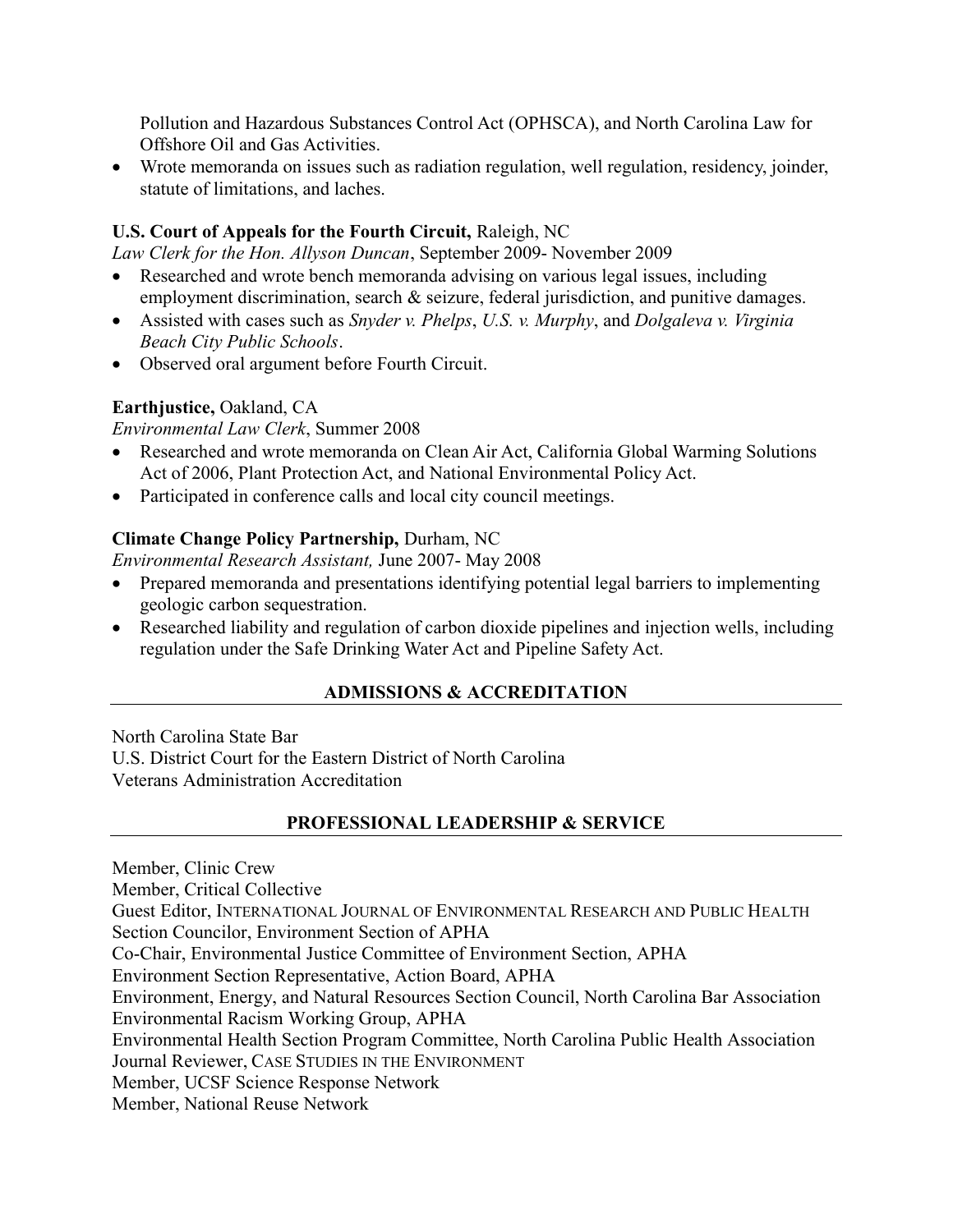Pollution and Hazardous Substances Control Act (OPHSCA), and North Carolina Law for Offshore Oil and Gas Activities.
- Wrote memoranda on issues such as radiation regulation, well regulation, residency, joinder, statute of limitations, and laches.

**U.S. Court of Appeals for the Fourth Circuit,** Raleigh, NC
*Law Clerk for the Hon. Allyson Duncan*, September 2009- November 2009
- Researched and wrote bench memoranda advising on various legal issues, including employment discrimination, search & seizure, federal jurisdiction, and punitive damages.
- Assisted with cases such as *Snyder v. Phelps*, *U.S. v. Murphy*, and *Dolgaleva v. Virginia Beach City Public Schools*.
- Observed oral argument before Fourth Circuit.

**Earthjustice,** Oakland, CA
*Environmental Law Clerk*, Summer 2008
- Researched and wrote memoranda on Clean Air Act, California Global Warming Solutions Act of 2006, Plant Protection Act, and National Environmental Policy Act.
- Participated in conference calls and local city council meetings.

**Climate Change Policy Partnership,** Durham, NC
*Environmental Research Assistant,* June 2007- May 2008
- Prepared memoranda and presentations identifying potential legal barriers to implementing geologic carbon sequestration.
- Researched liability and regulation of carbon dioxide pipelines and injection wells, including regulation under the Safe Drinking Water Act and Pipeline Safety Act.

## ADMISSIONS & ACCREDITATION

North Carolina State Bar
U.S. District Court for the Eastern District of North Carolina
Veterans Administration Accreditation

## PROFESSIONAL LEADERSHIP & SERVICE

Member, Clinic Crew
Member, Critical Collective
Guest Editor, INTERNATIONAL JOURNAL OF ENVIRONMENTAL RESEARCH AND PUBLIC HEALTH
Section Councilor, Environment Section of APHA
Co-Chair, Environmental Justice Committee of Environment Section, APHA
Environment Section Representative, Action Board, APHA
Environment, Energy, and Natural Resources Section Council, North Carolina Bar Association
Environmental Racism Working Group, APHA
Environmental Health Section Program Committee, North Carolina Public Health Association
Journal Reviewer, CASE STUDIES IN THE ENVIRONMENT
Member, UCSF Science Response Network
Member, National Reuse Network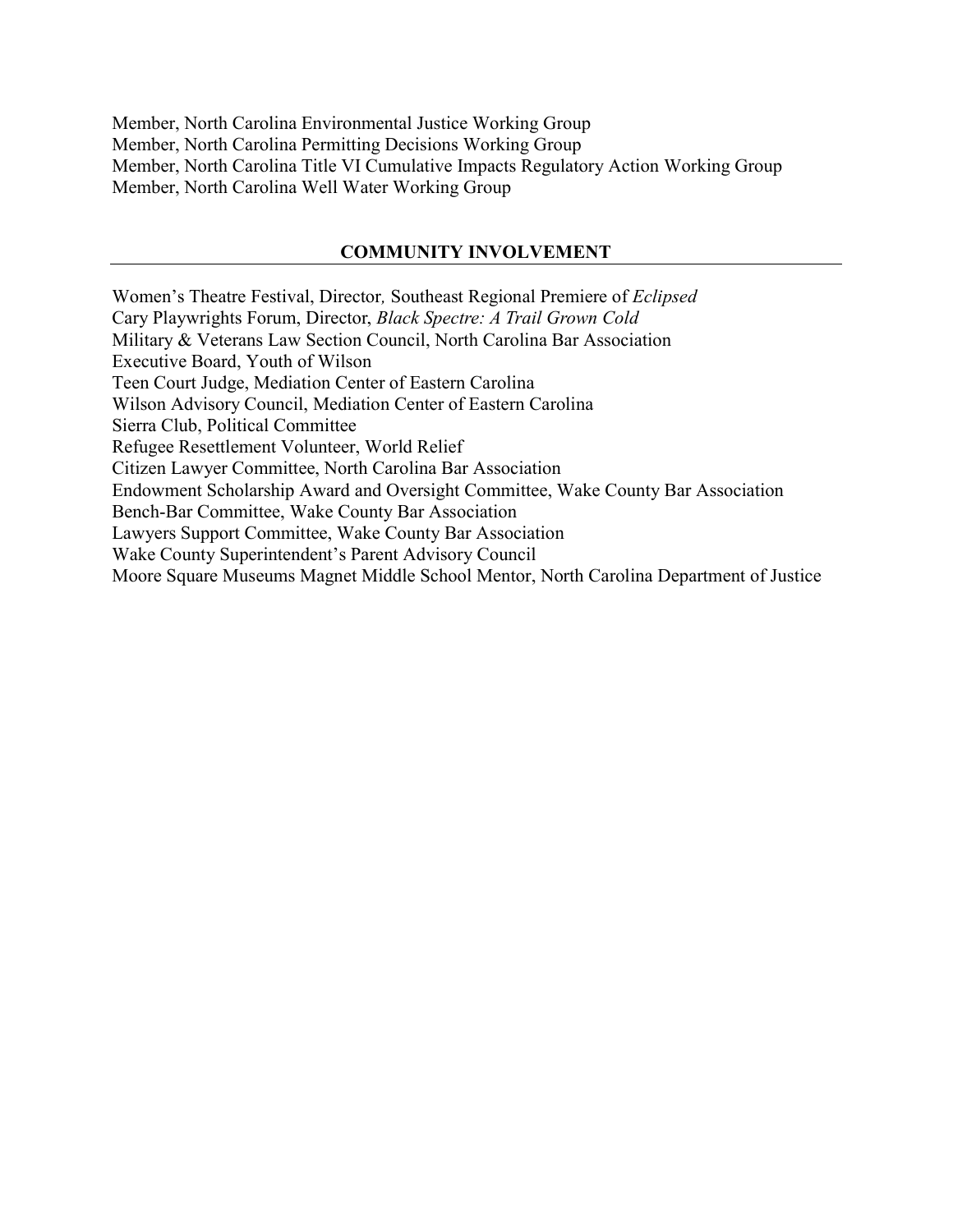Member, North Carolina Environmental Justice Working Group
Member, North Carolina Permitting Decisions Working Group
Member, North Carolina Title VI Cumulative Impacts Regulatory Action Working Group
Member, North Carolina Well Water Working Group

## COMMUNITY INVOLVEMENT

Women's Theatre Festival, Director, Southeast Regional Premiere of *Eclipsed*
Cary Playwrights Forum, Director, *Black Spectre: A Trail Grown Cold*
Military & Veterans Law Section Council, North Carolina Bar Association
Executive Board, Youth of Wilson
Teen Court Judge, Mediation Center of Eastern Carolina
Wilson Advisory Council, Mediation Center of Eastern Carolina
Sierra Club, Political Committee
Refugee Resettlement Volunteer, World Relief
Citizen Lawyer Committee, North Carolina Bar Association
Endowment Scholarship Award and Oversight Committee, Wake County Bar Association
Bench-Bar Committee, Wake County Bar Association
Lawyers Support Committee, Wake County Bar Association
Wake County Superintendent's Parent Advisory Council
Moore Square Museums Magnet Middle School Mentor, North Carolina Department of Justice